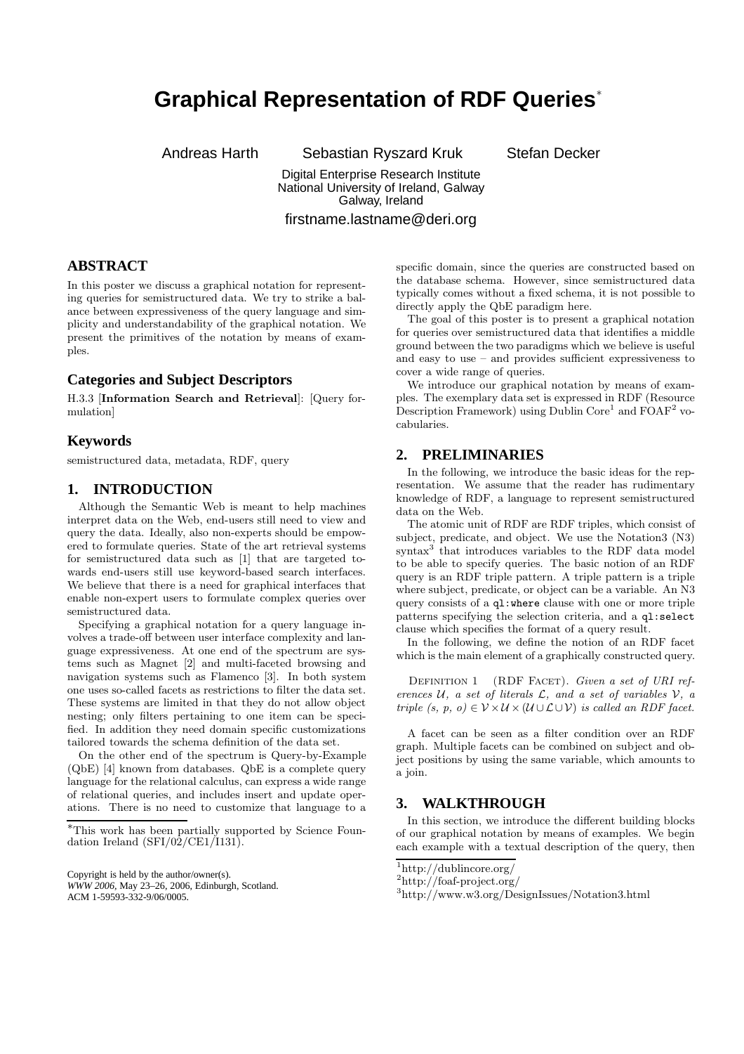# Graphical Representation of RDF Queries*

Andreas Harth   Sebastian Ryszard Kruk   Stefan Decker

Digital Enterprise Research Institute
National University of Ireland, Galway
Galway, Ireland

firstname.lastname@deri.org

## ABSTRACT

In this poster we discuss a graphical notation for representing queries for semistructured data. We try to strike a balance between expressiveness of the query language and simplicity and understandability of the graphical notation. We present the primitives of the notation by means of examples.

### Categories and Subject Descriptors

H.3.3 [**Information Search and Retrieval**]: [Query formulation]

### Keywords

semistructured data, metadata, RDF, query

## 1. INTRODUCTION

Although the Semantic Web is meant to help machines interpret data on the Web, end-users still need to view and query the data. Ideally, also non-experts should be empowered to formulate queries. State of the art retrieval systems for semistructured data such as [1] that are targeted towards end-users still use keyword-based search interfaces. We believe that there is a need for graphical interfaces that enable non-expert users to formulate complex queries over semistructured data.

Specifying a graphical notation for a query language involves a trade-off between user interface complexity and language expressiveness. At one end of the spectrum are systems such as Magnet [2] and multi-faceted browsing and navigation systems such as Flamenco [3]. In both system one uses so-called facets as restrictions to filter the data set. These systems are limited in that they do not allow object nesting; only filters pertaining to one item can be specified. In addition they need domain specific customizations tailored towards the schema definition of the data set.

On the other end of the spectrum is Query-by-Example (QbE) [4] known from databases. QbE is a complete query language for the relational calculus, can express a wide range of relational queries, and includes insert and update operations. There is no need to customize that language to a specific domain, since the queries are constructed based on the database schema. However, since semistructured data typically comes without a fixed schema, it is not possible to directly apply the QbE paradigm here.

The goal of this poster is to present a graphical notation for queries over semistructured data that identifies a middle ground between the two paradigms which we believe is useful and easy to use – and provides sufficient expressiveness to cover a wide range of queries.

We introduce our graphical notation by means of examples. The exemplary data set is expressed in RDF (Resource Description Framework) using Dublin Core[1] and FOAF[2] vocabularies.

## 2. PRELIMINARIES

In the following, we introduce the basic ideas for the representation. We assume that the reader has rudimentary knowledge of RDF, a language to represent semistructured data on the Web.

The atomic unit of RDF are RDF triples, which consist of subject, predicate, and object. We use the Notation3 (N3) syntax[3] that introduces variables to the RDF data model to be able to specify queries. The basic notion of an RDF query is an RDF triple pattern. A triple pattern is a triple where subject, predicate, or object can be a variable. An N3 query consists of a `ql:where` clause with one or more triple patterns specifying the selection criteria, and a `ql:select` clause which specifies the format of a query result.

In the following, we define the notion of an RDF facet which is the main element of a graphically constructed query.

DEFINITION 1 (RDF FACET). *Given a set of URI references $\mathcal{U}$, a set of literals $\mathcal{L}$, and a set of variables $\mathcal{V}$, a triple (s, p, o) $\in \mathcal{V} \times \mathcal{U} \times (\mathcal{U} \cup \mathcal{L} \cup \mathcal{V})$ is called an RDF facet.*

A facet can be seen as a filter condition over an RDF graph. Multiple facets can be combined on subject and object positions by using the same variable, which amounts to a join.

## 3. WALKTHROUGH

In this section, we introduce the different building blocks of our graphical notation by means of examples. We begin each example with a textual description of the query, then

---

*This work has been partially supported by Science Foundation Ireland (SFI/02/CE1/I131).

Copyright is held by the author/owner(s).
*WWW 2006*, May 23–26, 2006, Edinburgh, Scotland.
ACM 1-59593-332-9/06/0005.

[1] http://dublincore.org/
[2] http://foaf-project.org/
[3] http://www.w3.org/DesignIssues/Notation3.html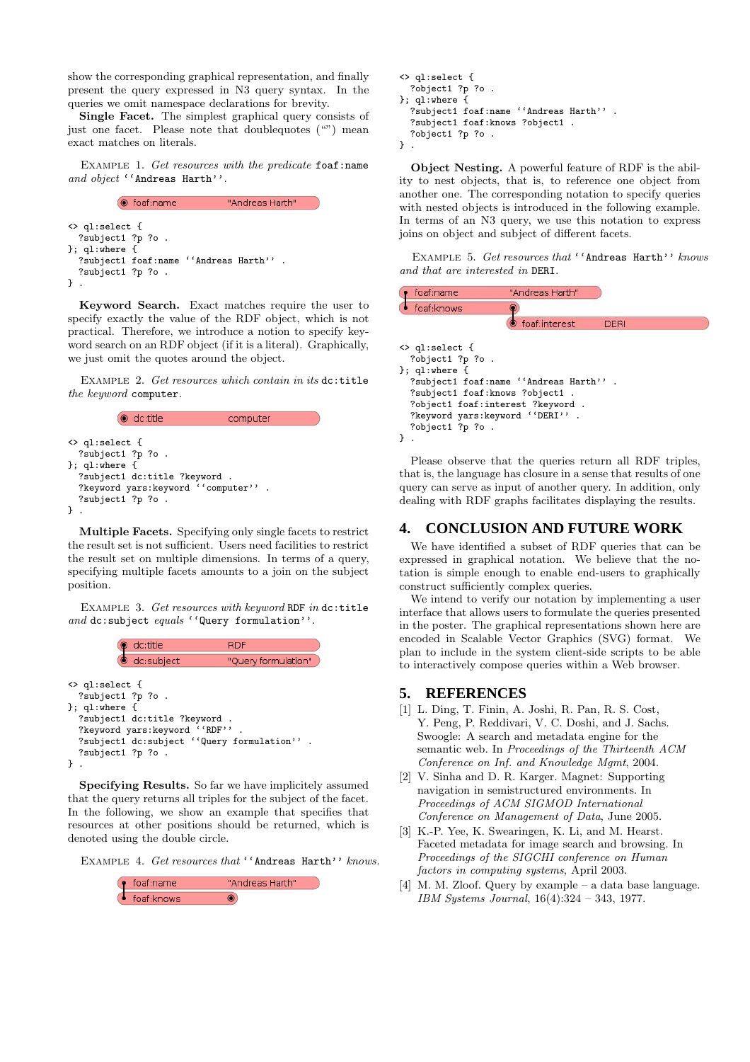show the corresponding graphical representation, and finally present the query expressed in N3 query syntax. In the queries we omit namespace declarations for brevity.

**Single Facet.** The simplest graphical query consists of just one facet. Please note that doublequotes ("") mean exact matches on literals.

EXAMPLE 1. *Get resources with the predicate* `foaf:name` *and object* `''Andreas Harth''`.

foaf:name "Andreas Harth"

```
<> ql:select {
  ?subject1 ?p ?o .
}; ql:where {
  ?subject1 foaf:name ''Andreas Harth'' .
  ?subject1 ?p ?o .
} .
```

**Keyword Search.** Exact matches require the user to specify exactly the value of the RDF object, which is not practical. Therefore, we introduce a notion to specify keyword search on an RDF object (if it is a literal). Graphically, we just omit the quotes around the object.

EXAMPLE 2. *Get resources which contain in its* `dc:title` *the keyword* `computer`.

dc:title computer

```
<> ql:select {
  ?subject1 ?p ?o .
}; ql:where {
  ?subject1 dc:title ?keyword .
  ?keyword yars:keyword ''computer'' .
  ?subject1 ?p ?o .
} .
```

**Multiple Facets.** Specifying only single facets to restrict the result set is not sufficient. Users need facilities to restrict the result set on multiple dimensions. In terms of a query, specifying multiple facets amounts to a join on the subject position.

EXAMPLE 3. *Get resources with keyword* `RDF` *in* `dc:title` *and* `dc:subject` *equals* `''Query formulation''`.

dc:title RDF
dc:subject "Query formulation"

```
<> ql:select {
  ?subject1 ?p ?o .
}; ql:where {
  ?subject1 dc:title ?keyword .
  ?keyword yars:keyword ''RDF'' .
  ?subject1 dc:subject ''Query formulation'' .
  ?subject1 ?p ?o .
} .
```

**Specifying Results.** So far we have implicitely assumed that the query returns all triples for the subject of the facet. In the following, we show an example that specifies that resources at other positions should be returned, which is denoted using the double circle.

EXAMPLE 4. *Get resources that* `''Andreas Harth''` *knows.*

foaf:name "Andreas Harth"
foaf:knows

```
<> ql:select {
  ?object1 ?p ?o .
}; ql:where {
  ?subject1 foaf:name ''Andreas Harth'' .
  ?subject1 foaf:knows ?object1 .
  ?object1 ?p ?o .
} .
```

**Object Nesting.** A powerful feature of RDF is the ability to nest objects, that is, to reference one object from another one. The corresponding notation to specify queries with nested objects is introduced in the following example. In terms of an N3 query, we use this notation to express joins on object and subject of different facets.

EXAMPLE 5. *Get resources that* `''Andreas Harth''` *knows and that are interested in* `DERI`.

foaf:name "Andreas Harth"
foaf:knows
foaf:interest DERI

```
<> ql:select {
  ?object1 ?p ?o .
}; ql:where {
  ?subject1 foaf:name ''Andreas Harth'' .
  ?subject1 foaf:knows ?object1 .
  ?object1 foaf:interest ?keyword .
  ?keyword yars:keyword ''DERI'' .
  ?object1 ?p ?o .
} .
```

Please observe that the queries return all RDF triples, that is, the language has closure in a sense that results of one query can serve as input of another query. In addition, only dealing with RDF graphs facilitates displaying the results.

## 4. CONCLUSION AND FUTURE WORK

We have identified a subset of RDF queries that can be expressed in graphical notation. We believe that the notation is simple enough to enable end-users to graphically construct sufficiently complex queries.

We intend to verify our notation by implementing a user interface that allows users to formulate the queries presented in the poster. The graphical representations shown here are encoded in Scalable Vector Graphics (SVG) format. We plan to include in the system client-side scripts to be able to interactively compose queries within a Web browser.

## 5. REFERENCES

[1] L. Ding, T. Finin, A. Joshi, R. Pan, R. S. Cost, Y. Peng, P. Reddivari, V. C. Doshi, and J. Sachs. Swoogle: A search and metadata engine for the semantic web. In *Proceedings of the Thirteenth ACM Conference on Inf. and Knowledge Mgmt*, 2004.

[2] V. Sinha and D. R. Karger. Magnet: Supporting navigation in semistructured environments. In *Proceedings of ACM SIGMOD International Conference on Management of Data*, June 2005.

[3] K.-P. Yee, K. Swearingen, K. Li, and M. Hearst. Faceted metadata for image search and browsing. In *Proceedings of the SIGCHI conference on Human factors in computing systems*, April 2003.

[4] M. M. Zloof. Query by example – a data base language. *IBM Systems Journal*, 16(4):324 – 343, 1977.